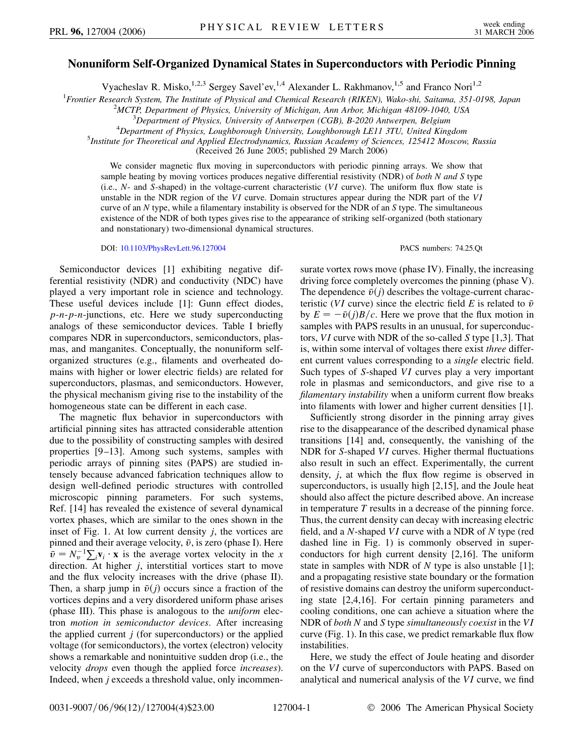# Nonuniform Self-Organized Dynamical States in Superconductors with Periodic Pinning

Vyacheslav R. Misko,[1,2,3] Sergey Savel'ev,[1,4] Alexander L. Rakhmanov,[1,5] and Franco Nori[1,2]

[1]*Frontier Research System, The Institute of Physical and Chemical Research (RIKEN), Wako-shi, Saitama, 351-0198, Japan*
[2]*MCTP, Department of Physics, University of Michigan, Ann Arbor, Michigan 48109-1040, USA*
[3]*Department of Physics, University of Antwerpen (CGB), B-2020 Antwerpen, Belgium*
[4]*Department of Physics, Loughborough University, Loughborough LE11 3TU, United Kingdom*
[5]*Institute for Theoretical and Applied Electrodynamics, Russian Academy of Sciences, 125412 Moscow, Russia*
(Received 26 June 2005; published 29 March 2006)

We consider magnetic flux moving in superconductors with periodic pinning arrays. We show that sample heating by moving vortices produces negative differential resistivity (NDR) of *both N and S* type (i.e., *N*- and *S*-shaped) in the voltage-current characteristic (*VI* curve). The uniform flux flow state is unstable in the NDR region of the *VI* curve. Domain structures appear during the NDR part of the *VI* curve of an *N* type, while a filamentary instability is observed for the NDR of an *S* type. The simultaneous existence of the NDR of both types gives rise to the appearance of striking self-organized (both stationary and nonstationary) two-dimensional dynamical structures.

DOI: 10.1103/PhysRevLett.96.127004 PACS numbers: 74.25.Qt

Semiconductor devices [1] exhibiting negative differential resistivity (NDR) and conductivity (NDC) have played a very important role in science and technology. These useful devices include [1]: Gunn effect diodes, *p*-*n*-*p*-*n*-junctions, etc. Here we study superconducting analogs of these semiconductor devices. Table I briefly compares NDR in superconductors, semiconductors, plasmas, and manganites. Conceptually, the nonuniform self-organized structures (e.g., filaments and overheated domains with higher or lower electric fields) are related for superconductors, plasmas, and semiconductors. However, the physical mechanism giving rise to the instability of the homogeneous state can be different in each case.

The magnetic flux behavior in superconductors with artificial pinning sites has attracted considerable attention due to the possibility of constructing samples with desired properties [9–13]. Among such systems, samples with periodic arrays of pinning sites (PAPS) are studied intensely because advanced fabrication techniques allow to design well-defined periodic structures with controlled microscopic pinning parameters. For such systems, Ref. [14] has revealed the existence of several dynamical vortex phases, which are similar to the ones shown in the inset of Fig. 1. At low current density $j$, the vortices are pinned and their average velocity, $\bar{v}$, is zero (phase I). Here $\bar{v} = N_v^{-1}\sum_i \mathbf{v}_i \cdot \mathbf{x}$ is the average vortex velocity in the $x$ direction. At higher $j$, interstitial vortices start to move and the flux velocity increases with the drive (phase II). Then, a sharp jump in $\bar{v}(j)$ occurs since a fraction of the vortices depins and a very disordered uniform phase arises (phase III). This phase is analogous to the *uniform* electron *motion in semiconductor devices*. After increasing the applied current $j$ (for superconductors) or the applied voltage (for semiconductors), the vortex (electron) velocity shows a remarkable and nonintuitive sudden drop (i.e., the velocity *drops* even though the applied force *increases*). Indeed, when $j$ exceeds a threshold value, only incommensurate vortex rows move (phase IV). Finally, the increasing driving force completely overcomes the pinning (phase V). The dependence $\bar{v}(j)$ describes the voltage-current characteristic (*VI* curve) since the electric field $E$ is related to $\bar{v}$ by $E = -\bar{v}(j)B/c$. Here we prove that the flux motion in samples with PAPS results in an unusual, for superconductors, *VI* curve with NDR of the so-called *S* type [1,3]. That is, within some interval of voltages there exist *three* different current values corresponding to a *single* electric field. Such types of *S*-shaped *VI* curves play a very important role in plasmas and semiconductors, and give rise to a *filamentary instability* when a uniform current flow breaks into filaments with lower and higher current densities [1].

Sufficiently strong disorder in the pinning array gives rise to the disappearance of the described dynamical phase transitions [14] and, consequently, the vanishing of the NDR for *S*-shaped *VI* curves. Higher thermal fluctuations also result in such an effect. Experimentally, the current density, $j$, at which the flux flow regime is observed in superconductors, is usually high [2,15], and the Joule heat should also affect the picture described above. An increase in temperature $T$ results in a decrease of the pinning force. Thus, the current density can decay with increasing electric field, and a *N*-shaped *VI* curve with a NDR of *N* type (red dashed line in Fig. 1) is commonly observed in superconductors for high current density [2,16]. The uniform state in samples with NDR of *N* type is also unstable [1]; and a propagating resistive state boundary or the formation of resistive domains can destroy the uniform superconducting state [2,4,16]. For certain pinning parameters and cooling conditions, one can achieve a situation where the NDR of *both N* and *S* type *simultaneously coexist* in the *VI* curve (Fig. 1). In this case, we predict remarkable flux flow instabilities.

Here, we study the effect of Joule heating and disorder on the *VI* curve of superconductors with PAPS. Based on analytical and numerical analysis of the *VI* curve, we find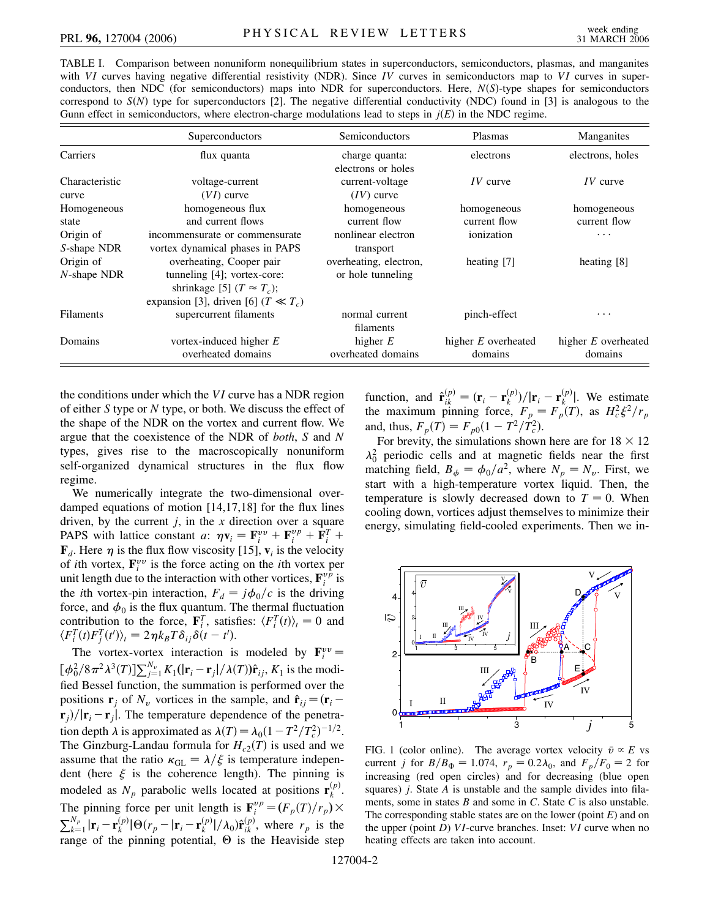TABLE I. Comparison between nonuniform nonequilibrium states in superconductors, semiconductors, plasmas, and manganites with $VI$ curves having negative differential resistivity (NDR). Since $IV$ curves in semiconductors map to $VI$ curves in superconductors, then NDC (for semiconductors) maps into NDR for superconductors. Here, $N(S)$-type shapes for semiconductors correspond to $S(N)$ type for superconductors [2]. The negative differential conductivity (NDC) found in [3] is analogous to the Gunn effect in semiconductors, where electron-charge modulations lead to steps in $j(E)$ in the NDC regime.

| | Superconductors | Semiconductors | Plasmas | Manganites |
|---|---|---|---|---|
| Carriers | flux quanta | charge quanta: electrons or holes | electrons | electrons, holes |
| Characteristic curve | voltage-current ($VI$) curve | current-voltage ($IV$) curve | $IV$ curve | $IV$ curve |
| Homogeneous state | homogeneous flux and current flows | homogeneous current flow | homogeneous current flow | homogeneous current flow |
| Origin of $S$-shape NDR | incommensurate or commensurate vortex dynamical phases in PAPS | nonlinear electron transport | ionization | ... |
| Origin of $N$-shape NDR | overheating, Cooper pair tunneling [4]; vortex-core: shrinkage [5] ($T \approx T_c$); expansion [3], driven [6] ($T \ll T_c$) | overheating, electron, or hole tunneling | heating [7] | heating [8] |
| Filaments | supercurrent filaments | normal current filaments | pinch-effect | ... |
| Domains | vortex-induced higher $E$ overheated domains | higher $E$ overheated domains | higher $E$ overheated domains | higher $E$ overheated domains |

the conditions under which the $VI$ curve has a NDR region of either $S$ type or $N$ type, or both. We discuss the effect of the shape of the NDR on the vortex and current flow. We argue that the coexistence of the NDR of *both*, $S$ and $N$ types, gives rise to the macroscopically nonuniform self-organized dynamical structures in the flux flow regime.

We numerically integrate the two-dimensional overdamped equations of motion [14,17,18] for the flux lines driven, by the current $j$, in the $x$ direction over a square PAPS with lattice constant $a$: $\eta \mathbf{v}_i = \mathbf{F}_i^{vv} + \mathbf{F}_i^{vp} + \mathbf{F}_i^{T} + \mathbf{F}_d$. Here $\eta$ is the flux flow viscosity [15], $\mathbf{v}_i$ is the velocity of $i$th vortex, $\mathbf{F}_i^{vv}$ is the force acting on the $i$th vortex per unit length due to the interaction with other vortices, $\mathbf{F}_i^{vp}$ is the $i$th vortex-pin interaction, $F_d = j\phi_0/c$ is the driving force, and $\phi_0$ is the flux quantum. The thermal fluctuation contribution to the force, $\mathbf{F}_i^T$, satisfies: $\langle F_i^T(t)\rangle_t = 0$ and $\langle F_i^T(t)F_j^T(t')\rangle_t = 2\eta k_B T \delta_{ij}\delta(t-t')$.

The vortex-vortex interaction is modeled by $\mathbf{F}_i^{vv} = [\phi_0^2/8\pi^2\lambda^3(T)]\sum_{j=1}^{N_v} K_1(|\mathbf{r}_i - \mathbf{r}_j|/\lambda(T))\hat{\mathbf{r}}_{ij}$, $K_1$ is the modified Bessel function, the summation is performed over the positions $\mathbf{r}_j$ of $N_v$ vortices in the sample, and $\hat{\mathbf{r}}_{ij} = (\mathbf{r}_i - \mathbf{r}_j)/|\mathbf{r}_i - \mathbf{r}_j|$. The temperature dependence of the penetration depth $\lambda$ is approximated as $\lambda(T) = \lambda_0(1 - T^2/T_c^2)^{-1/2}$. The Ginzburg-Landau formula for $H_{c2}(T)$ is used and we assume that the ratio $\kappa_{\rm GL} = \lambda/\xi$ is temperature independent (here $\xi$ is the coherence length). The pinning is modeled as $N_p$ parabolic wells located at positions $\mathbf{r}_k^{(p)}$. The pinning force per unit length is $\mathbf{F}_i^{vp} = (F_p(T)/r_p) \times \sum_{k=1}^{N_p} |\mathbf{r}_i - \mathbf{r}_k^{(p)}|\Theta(r_p - |\mathbf{r}_i - \mathbf{r}_k^{(p)}|/\lambda_0)\hat{\mathbf{r}}_{ik}^{(p)}$, where $r_p$ is the range of the pinning potential, $\Theta$ is the Heaviside step function, and $\hat{\mathbf{r}}_{ik}^{(p)} = (\mathbf{r}_i - \mathbf{r}_k^{(p)})/|\mathbf{r}_i - \mathbf{r}_k^{(p)}|$. We estimate the maximum pinning force, $F_p = F_p(T)$, as $H_c^2\xi^2/r_p$ and, thus, $F_p(T) = F_{p0}(1 - T^2/T_c^2)$.

For brevity, the simulations shown here are for $18 \times 12$ $\lambda_0^2$ periodic cells and at magnetic fields near the first matching field, $B_\phi = \phi_0/a^2$, where $N_p = N_v$. First, we start with a high-temperature vortex liquid. Then, the temperature is slowly decreased down to $T = 0$. When cooling down, vortices adjust themselves to minimize their energy, simulating field-cooled experiments. Then we in-

FIG. 1 (color online). The average vortex velocity $\bar{v} \propto E$ vs current $j$ for $B/B_\Phi = 1.074$, $r_p = 0.2\lambda_0$, and $F_p/F_0 = 2$ for increasing (red open circles) and for decreasing (blue open squares) $j$. State $A$ is unstable and the sample divides into filaments, some in states $B$ and some in $C$. State $C$ is also unstable. The corresponding stable states are on the lower (point $E$) and on the upper (point $D$) $VI$-curve branches. Inset: $VI$ curve when no heating effects are taken into account.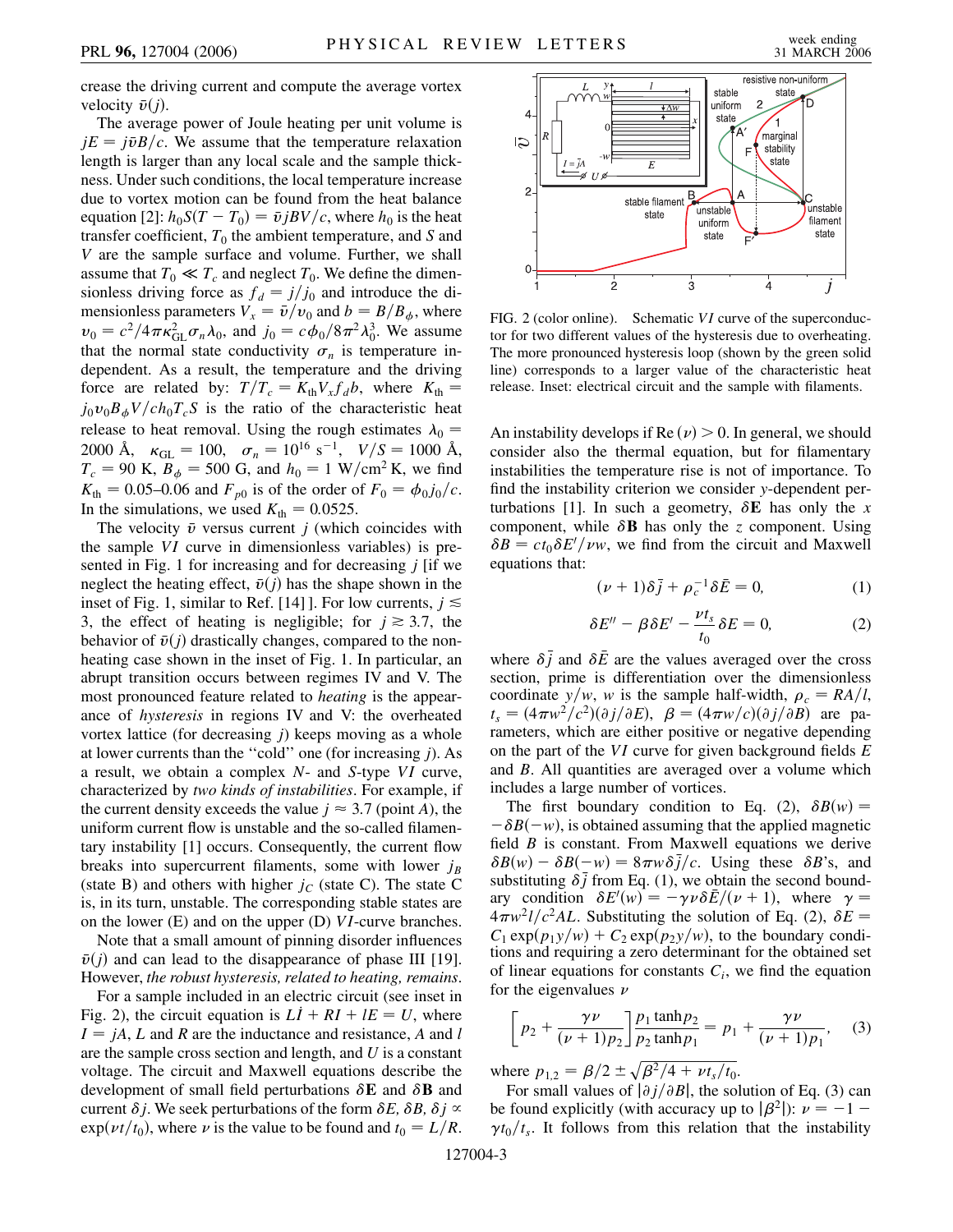crease the driving current and compute the average vortex velocity $\bar{v}(j)$.

The average power of Joule heating per unit volume is $jE = j\bar{v}B/c$. We assume that the temperature relaxation length is larger than any local scale and the sample thickness. Under such conditions, the local temperature increase due to vortex motion can be found from the heat balance equation [2]: $h_0 S(T - T_0) = \bar{v} jBV/c$, where $h_0$ is the heat transfer coefficient, $T_0$ the ambient temperature, and $S$ and $V$ are the sample surface and volume. Further, we shall assume that $T_0 \ll T_c$ and neglect $T_0$. We define the dimensionless driving force as $f_d = j/j_0$ and introduce the dimensionless parameters $V_x = \bar{v}/v_0$ and $b = B/B_\phi$, where $v_0 = c^2/4\pi\kappa_{\rm GL}^2\sigma_n\lambda_0$, and $j_0 = c\phi_0/8\pi^2\lambda_0^3$. We assume that the normal state conductivity $\sigma_n$ is temperature independent. As a result, the temperature and the driving force are related by: $T/T_c = K_{\rm th}V_x f_d b$, where $K_{\rm th} = j_0 v_0 B_\phi V/ch_0 T_c S$ is the ratio of the characteristic heat release to heat removal. Using the rough estimates $\lambda_0 = 2000$ Å, $\kappa_{\rm GL} = 100$, $\sigma_n = 10^{16}$ s$^{-1}$, $V/S = 1000$ Å, $T_c = 90$ K, $B_\phi = 500$ G, and $h_0 = 1$ W/cm$^2$ K, we find $K_{\rm th} = 0.05$–$0.06$ and $F_{p0}$ is of the order of $F_0 = \phi_0 j_0/c$. In the simulations, we used $K_{\rm th} = 0.0525$.

The velocity $\bar{v}$ versus current $j$ (which coincides with the sample $VI$ curve in dimensionless variables) is presented in Fig. 1 for increasing and for decreasing $j$ [if we neglect the heating effect, $\bar{v}(j)$ has the shape shown in the inset of Fig. 1, similar to Ref. [14] ]. For low currents, $j \lesssim 3$, the effect of heating is negligible; for $j \gtrsim 3.7$, the behavior of $\bar{v}(j)$ drastically changes, compared to the nonheating case shown in the inset of Fig. 1. In particular, an abrupt transition occurs between regimes IV and V. The most pronounced feature related to *heating* is the appearance of *hysteresis* in regions IV and V: the overheated vortex lattice (for decreasing $j$) keeps moving as a whole at lower currents than the "cold" one (for increasing $j$). As a result, we obtain a complex $N$- and $S$-type $VI$ curve, characterized by *two kinds of instabilities*. For example, if the current density exceeds the value $j \approx 3.7$ (point $A$), the uniform current flow is unstable and the so-called filamentary instability [1] occurs. Consequently, the current flow breaks into supercurrent filaments, some with lower $j_B$ (state B) and others with higher $j_C$ (state C). The state C is, in its turn, unstable. The corresponding stable states are on the lower (E) and on the upper (D) $VI$-curve branches.

Note that a small amount of pinning disorder influences $\bar{v}(j)$ and can lead to the disappearance of phase III [19]. However, *the robust hysteresis, related to heating, remains*.

For a sample included in an electric circuit (see inset in Fig. 2), the circuit equation is $L\dot{I} + RI + lE = U$, where $I = jA$, $L$ and $R$ are the inductance and resistance, $A$ and $l$ are the sample cross section and length, and $U$ is a constant voltage. The circuit and Maxwell equations describe the development of small field perturbations $\delta\mathbf{E}$ and $\delta\mathbf{B}$ and current $\delta j$. We seek perturbations of the form $\delta E, \delta B, \delta j \propto \exp(\nu t/t_0)$, where $\nu$ is the value to be found and $t_0 = L/R$.

FIG. 2 (color online). Schematic $VI$ curve of the superconductor for two different values of the hysteresis due to overheating. The more pronounced hysteresis loop (shown by the green solid line) corresponds to a larger value of the characteristic heat release. Inset: electrical circuit and the sample with filaments.

An instability develops if ${\rm Re}(\nu) > 0$. In general, we should consider also the thermal equation, but for filamentary instabilities the temperature rise is not of importance. To find the instability criterion we consider $y$-dependent perturbations [1]. In such a geometry, $\delta\mathbf{E}$ has only the $x$ component, while $\delta\mathbf{B}$ has only the $z$ component. Using $\delta B = ct_0\delta E'/\nu w$, we find from the circuit and Maxwell equations that:

$$(\nu + 1)\delta\bar{j} + \rho_c^{-1}\delta\bar{E} = 0, \tag{1}$$

$$\delta E'' - \beta\delta E' - \frac{\nu t_s}{t_0}\delta E = 0, \tag{2}$$

where $\delta\bar{j}$ and $\delta\bar{E}$ are the values averaged over the cross section, prime is differentiation over the dimensionless coordinate $y/w$, $w$ is the sample half-width, $\rho_c = RA/l$, $t_s = (4\pi w^2/c^2)(\partial j/\partial E)$, $\beta = (4\pi w/c)(\partial j/\partial B)$ are parameters, which are either positive or negative depending on the part of the $VI$ curve for given background fields $E$ and $B$. All quantities are averaged over a volume which includes a large number of vortices.

The first boundary condition to Eq. (2), $\delta B(w) = -\delta B(-w)$, is obtained assuming that the applied magnetic field $B$ is constant. From Maxwell equations we derive $\delta B(w) - \delta B(-w) = 8\pi w\delta\bar{j}/c$. Using these $\delta B$'s, and substituting $\delta\bar{j}$ from Eq. (1), we obtain the second boundary condition $\delta E'(w) = -\gamma\nu\delta\bar{E}/(\nu + 1)$, where $\gamma = 4\pi w^2 l/c^2 AL$. Substituting the solution of Eq. (2), $\delta E = C_1\exp(p_1 y/w) + C_2\exp(p_2 y/w)$, to the boundary conditions and requiring a zero determinant for the obtained set of linear equations for constants $C_i$, we find the equation for the eigenvalues $\nu$

$$\left[p_2 + \frac{\gamma\nu}{(\nu + 1)p_2}\right]\frac{p_1\tanh p_2}{p_2\tanh p_1} = p_1 + \frac{\gamma\nu}{(\nu + 1)p_1}, \tag{3}$$

where $p_{1,2} = \beta/2 \pm \sqrt{\beta^2/4 + \nu t_s/t_0}$.

For small values of $|\partial j/\partial B|$, the solution of Eq. (3) can be found explicitly (with accuracy up to $|\beta^2|$): $\nu = -1 - \gamma t_0/t_s$. It follows from this relation that the instability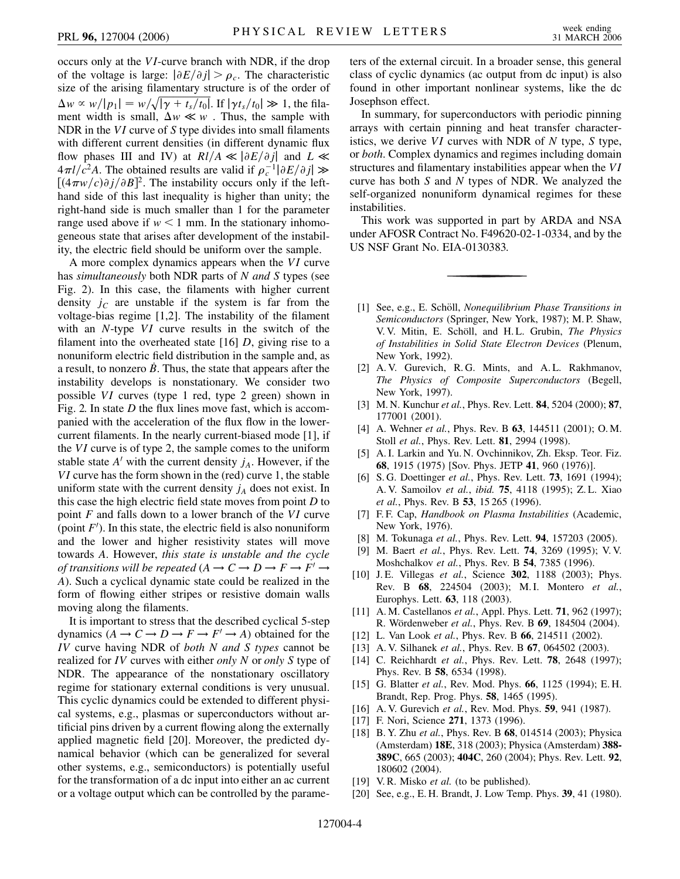occurs only at the $VI$-curve branch with NDR, if the drop of the voltage is large: $|\partial E/\partial j| > \rho_c$. The characteristic size of the arising filamentary structure is of the order of $\Delta w \propto w/|p_1| = w/\sqrt{|\gamma + t_s/t_0|}$. If $|\gamma t_s/t_0| \gg 1$, the filament width is small, $\Delta w \ll w$. Thus, the sample with NDR in the $VI$ curve of $S$ type divides into small filaments with different current densities (in different dynamic flux flow phases III and IV) at $Rl/A \ll |\partial E/\partial j|$ and $L \ll 4\pi l/c^2 A$. The obtained results are valid if $\rho_c^{-1}|\partial E/\partial j| \gg [(4\pi w/c)\partial j/\partial B]^2$. The instability occurs only if the left-hand side of this last inequality is higher than unity; the right-hand side is much smaller than 1 for the parameter range used above if $w < 1$ mm. In the stationary inhomogeneous state that arises after development of the instability, the electric field should be uniform over the sample.

A more complex dynamics appears when the $VI$ curve has *simultaneously* both NDR parts of *N and S* types (see Fig. 2). In this case, the filaments with higher current density $j_C$ are unstable if the system is far from the voltage-bias regime [1,2]. The instability of the filament with an $N$-type $VI$ curve results in the switch of the filament into the overheated state [16] $D$, giving rise to a nonuniform electric field distribution in the sample and, as a result, to nonzero $\dot{B}$. Thus, the state that appears after the instability develops is nonstationary. We consider two possible $VI$ curves (type 1 red, type 2 green) shown in Fig. 2. In state $D$ the flux lines move fast, which is accompanied with the acceleration of the flux flow in the lower-current filaments. In the nearly current-biased mode [1], if the $VI$ curve is of type 2, the sample comes to the uniform stable state $A'$ with the current density $j_A$. However, if the $VI$ curve has the form shown in the (red) curve 1, the stable uniform state with the current density $j_A$ does not exist. In this case the high electric field state moves from point $D$ to point $F$ and falls down to a lower branch of the $VI$ curve (point $F'$). In this state, the electric field is also nonuniform and the lower and higher resistivity states will move towards $A$. However, *this state is unstable and the cycle of transitions will be repeated* ($A \rightarrow C \rightarrow D \rightarrow F \rightarrow F' \rightarrow A$). Such a cyclical dynamic state could be realized in the form of flowing either stripes or resistive domain walls moving along the filaments.

It is important to stress that the described cyclical 5-step dynamics ($A \rightarrow C \rightarrow D \rightarrow F \rightarrow F' \rightarrow A$) obtained for the $IV$ curve having NDR of *both N and S types* cannot be realized for $IV$ curves with either *only N* or *only S* type of NDR. The appearance of the nonstationary oscillatory regime for stationary external conditions is very unusual. This cyclic dynamics could be extended to different physical systems, e.g., plasmas or superconductors without artificial pins driven by a current flowing along the externally applied magnetic field [20]. Moreover, the predicted dynamical behavior (which can be generalized for several other systems, e.g., semiconductors) is potentially useful for the transformation of a dc input into either an ac current or a voltage output which can be controlled by the parameters of the external circuit. In a broader sense, this general class of cyclic dynamics (ac output from dc input) is also found in other important nonlinear systems, like the dc Josephson effect.

In summary, for superconductors with periodic pinning arrays with certain pinning and heat transfer characteristics, we derive $VI$ curves with NDR of $N$ type, $S$ type, or *both*. Complex dynamics and regimes including domain structures and filamentary instabilities appear when the $VI$ curve has both $S$ and $N$ types of NDR. We analyzed the self-organized nonuniform dynamical regimes for these instabilities.

This work was supported in part by ARDA and NSA under AFOSR Contract No. F49620-02-1-0334, and by the US NSF Grant No. EIA-0130383.

---

[1] See, e.g., E. Schöll, *Nonequilibrium Phase Transitions in Semiconductors* (Springer, New York, 1987); M. P. Shaw, V. V. Mitin, E. Schöll, and H. L. Grubin, *The Physics of Instabilities in Solid State Electron Devices* (Plenum, New York, 1992).

[2] A. V. Gurevich, R. G. Mints, and A. L. Rakhmanov, *The Physics of Composite Superconductors* (Begell, New York, 1997).

[3] M. N. Kunchur *et al.*, Phys. Rev. Lett. **84**, 5204 (2000); **87**, 177001 (2001).

[4] A. Wehner *et al.*, Phys. Rev. B **63**, 144511 (2001); O. M. Stoll *et al.*, Phys. Rev. Lett. **81**, 2994 (1998).

[5] A. I. Larkin and Yu. N. Ovchinnikov, Zh. Eksp. Teor. Fiz. **68**, 1915 (1975) [Sov. Phys. JETP **41**, 960 (1976)].

[6] S. G. Doettinger *et al.*, Phys. Rev. Lett. **73**, 1691 (1994); A. V. Samoilov *et al.*, *ibid.* **75**, 4118 (1995); Z. L. Xiao *et al.*, Phys. Rev. B **53**, 15 265 (1996).

[7] F. F. Cap, *Handbook on Plasma Instabilities* (Academic, New York, 1976).

[8] M. Tokunaga *et al.*, Phys. Rev. Lett. **94**, 157203 (2005).

[9] M. Baert *et al.*, Phys. Rev. Lett. **74**, 3269 (1995); V. V. Moshchalkov *et al.*, Phys. Rev. B **54**, 7385 (1996).

[10] J. E. Villegas *et al.*, Science **302**, 1188 (2003); Phys. Rev. B **68**, 224504 (2003); M. I. Montero *et al.*, Europhys. Lett. **63**, 118 (2003).

[11] A. M. Castellanos *et al.*, Appl. Phys. Lett. **71**, 962 (1997); R. Wördenweber *et al.*, Phys. Rev. B **69**, 184504 (2004).

[12] L. Van Look *et al.*, Phys. Rev. B **66**, 214511 (2002).

[13] A. V. Silhanek *et al.*, Phys. Rev. B **67**, 064502 (2003).

[14] C. Reichhardt *et al.*, Phys. Rev. Lett. **78**, 2648 (1997); Phys. Rev. B **58**, 6534 (1998).

[15] G. Blatter *et al.*, Rev. Mod. Phys. **66**, 1125 (1994); E. H. Brandt, Rep. Prog. Phys. **58**, 1465 (1995).

[16] A. V. Gurevich *et al.*, Rev. Mod. Phys. **59**, 941 (1987).

[17] F. Nori, Science **271**, 1373 (1996).

[18] B. Y. Zhu *et al.*, Phys. Rev. B **68**, 014514 (2003); Physica (Amsterdam) **18E**, 318 (2003); Physica (Amsterdam) **388-389C**, 665 (2003); **404C**, 260 (2004); Phys. Rev. Lett. **92**, 180602 (2004).

[19] V. R. Misko *et al.* (to be published).

[20] See, e.g., E. H. Brandt, J. Low Temp. Phys. **39**, 41 (1980).